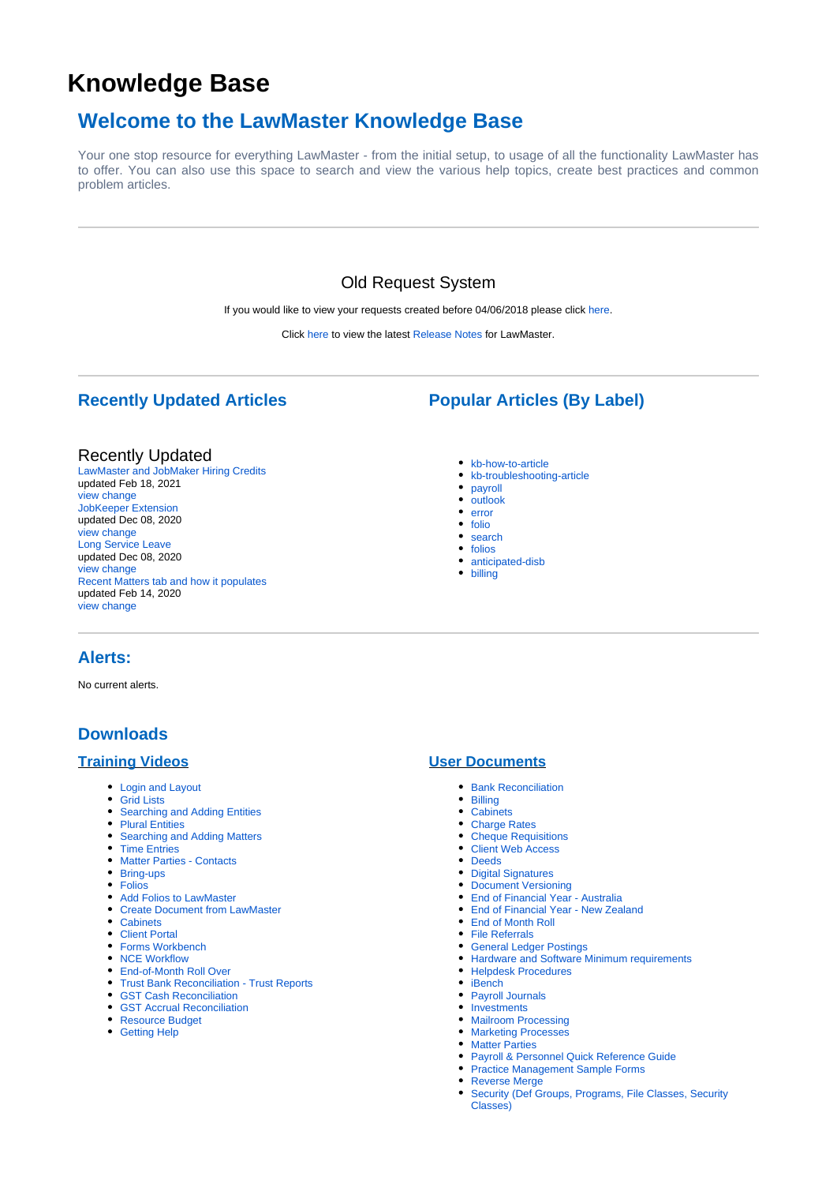# Knowledge Base

## Welcome to the LawMaster Knowledge Base

Your one stop resource for everything LawMaster - from the initial setup, to usage of all the functionality LawMaster has to offer. You can also use this space to search and view the various help topics, create best practices and common problem articles.

---

### Old Request System

If you would like to view your requests created before 04/06/2018 please click here.

Click here to view the latest Release Notes for LawMaster.

---

## Recently Updated Articles

### Recently Updated

LawMaster and JobMaker Hiring Credits
updated Feb 18, 2021
view change

JobKeeper Extension
updated Dec 08, 2020
view change

Long Service Leave
updated Dec 08, 2020
view change

Recent Matters tab and how it populates
updated Feb 14, 2020
view change

## Popular Articles (By Label)

- kb-how-to-article
- kb-troubleshooting-article
- payroll
- outlook
- error
- folio
- search
- folios
- anticipated-disb
- billing

---

## Alerts:

No current alerts.

## Downloads

### Training Videos

- Login and Layout
- Grid Lists
- Searching and Adding Entities
- Plural Entities
- Searching and Adding Matters
- Time Entries
- Matter Parties - Contacts
- Bring-ups
- Folios
- Add Folios to LawMaster
- Create Document from LawMaster
- Cabinets
- Client Portal
- Forms Workbench
- NCE Workflow
- End-of-Month Roll Over
- Trust Bank Reconciliation - Trust Reports
- GST Cash Reconciliation
- GST Accrual Reconciliation
- Resource Budget
- Getting Help

### User Documents

- Bank Reconciliation
- Billing
- Cabinets
- Charge Rates
- Cheque Requisitions
- Client Web Access
- Deeds
- Digital Signatures
- Document Versioning
- End of Financial Year - Australia
- End of Financial Year - New Zealand
- End of Month Roll
- File Referrals
- General Ledger Postings
- Hardware and Software Minimum requirements
- Helpdesk Procedures
- iBench
- Payroll Journals
- Investments
- Mailroom Processing
- Marketing Processes
- Matter Parties
- Payroll & Personnel Quick Reference Guide
- Practice Management Sample Forms
- Reverse Merge
- Security (Def Groups, Programs, File Classes, Security Classes)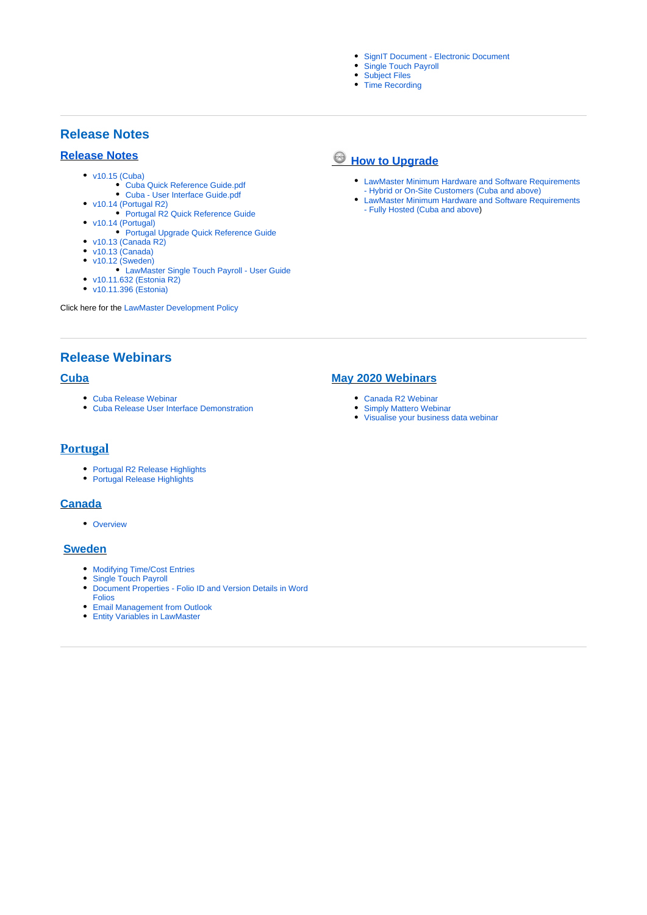- SignIT Document - Electronic Document
- Single Touch Payroll
- Subject Files
- Time Recording

---

## Release Notes

### Release Notes

- v10.15 (Cuba)
  - Cuba Quick Reference Guide.pdf
  - Cuba - User Interface Guide.pdf
- v10.14 (Portugal R2)
  - Portugal R2 Quick Reference Guide
- v10.14 (Portugal)
  - Portugal Upgrade Quick Reference Guide
- v10.13 (Canada R2)
- v10.13 (Canada)
- v10.12 (Sweden)
  - LawMaster Single Touch Payroll - User Guide
- v10.11.632 (Estonia R2)
- v10.11.396 (Estonia)

Click here for the LawMaster Development Policy

### How to Upgrade

- LawMaster Minimum Hardware and Software Requirements - Hybrid or On-Site Customers (Cuba and above)
- LawMaster Minimum Hardware and Software Requirements - Fully Hosted (Cuba and above)

---

## Release Webinars

### Cuba

- Cuba Release Webinar
- Cuba Release User Interface Demonstration

### Portugal

- Portugal R2 Release Highlights
- Portugal Release Highlights

### Canada

- Overview

### Sweden

- Modifying Time/Cost Entries
- Single Touch Payroll
- Document Properties - Folio ID and Version Details in Word Folios
- Email Management from Outlook
- Entity Variables in LawMaster

### May 2020 Webinars

- Canada R2 Webinar
- Simply Mattero Webinar
- Visualise your business data webinar

---